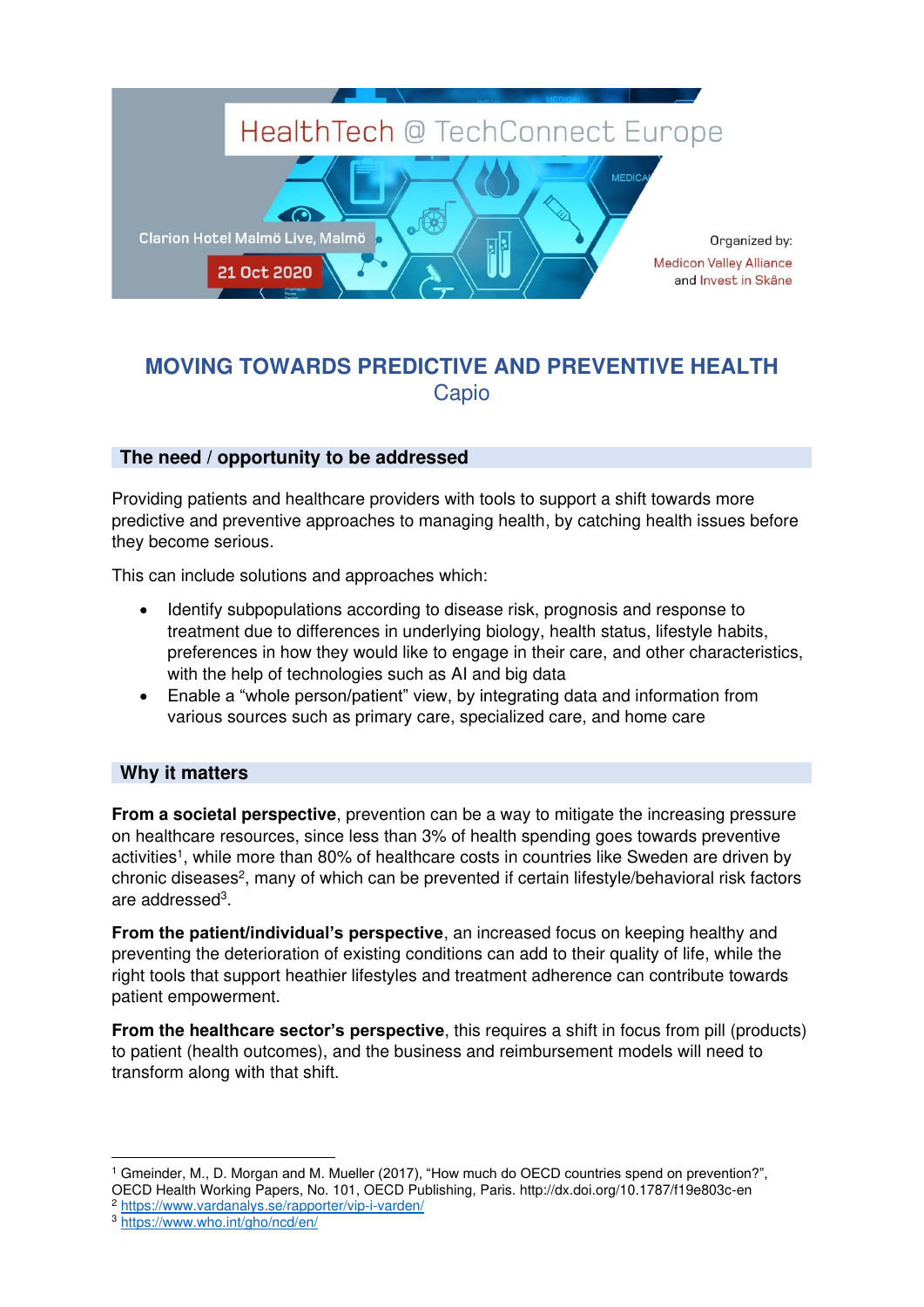HealthTech @ TechConnect Europe

Clarion Hotel Malmö Live, Malmö

21 Oct 2020

Organized by:
Medicon Valley Alliance
and Invest in Skåne

# MOVING TOWARDS PREDICTIVE AND PREVENTIVE HEALTH

Capio

## The need / opportunity to be addressed

Providing patients and healthcare providers with tools to support a shift towards more predictive and preventive approaches to managing health, by catching health issues before they become serious.

This can include solutions and approaches which:

- Identify subpopulations according to disease risk, prognosis and response to treatment due to differences in underlying biology, health status, lifestyle habits, preferences in how they would like to engage in their care, and other characteristics, with the help of technologies such as AI and big data
- Enable a "whole person/patient" view, by integrating data and information from various sources such as primary care, specialized care, and home care

## Why it matters

**From a societal perspective**, prevention can be a way to mitigate the increasing pressure on healthcare resources, since less than 3% of health spending goes towards preventive activities[1], while more than 80% of healthcare costs in countries like Sweden are driven by chronic diseases[2], many of which can be prevented if certain lifestyle/behavioral risk factors are addressed[3].

**From the patient/individual's perspective**, an increased focus on keeping healthy and preventing the deterioration of existing conditions can add to their quality of life, while the right tools that support heathier lifestyles and treatment adherence can contribute towards patient empowerment.

**From the healthcare sector's perspective**, this requires a shift in focus from pill (products) to patient (health outcomes), and the business and reimbursement models will need to transform along with that shift.

---

[1] Gmeinder, M., D. Morgan and M. Mueller (2017), "How much do OECD countries spend on prevention?", OECD Health Working Papers, No. 101, OECD Publishing, Paris. http://dx.doi.org/10.1787/f19e803c-en

[2] https://www.vardanalys.se/rapporter/vip-i-varden/

[3] https://www.who.int/gho/ncd/en/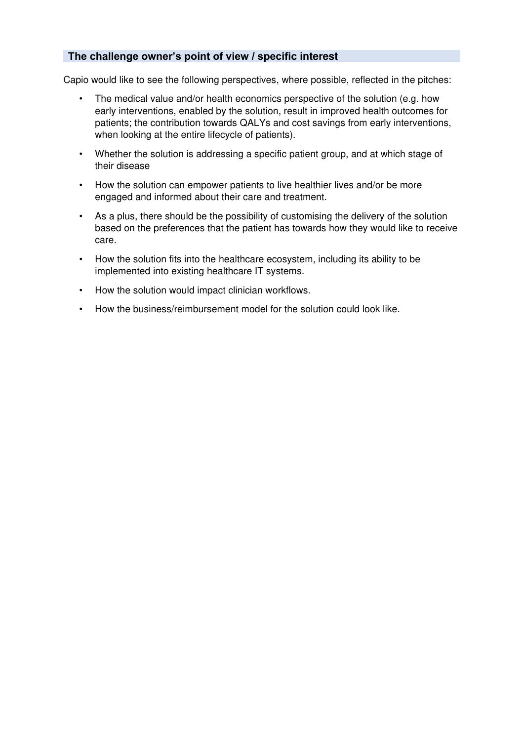## The challenge owner's point of view / specific interest

Capio would like to see the following perspectives, where possible, reflected in the pitches:

- The medical value and/or health economics perspective of the solution (e.g. how early interventions, enabled by the solution, result in improved health outcomes for patients; the contribution towards QALYs and cost savings from early interventions, when looking at the entire lifecycle of patients).
- Whether the solution is addressing a specific patient group, and at which stage of their disease
- How the solution can empower patients to live healthier lives and/or be more engaged and informed about their care and treatment.
- As a plus, there should be the possibility of customising the delivery of the solution based on the preferences that the patient has towards how they would like to receive care.
- How the solution fits into the healthcare ecosystem, including its ability to be implemented into existing healthcare IT systems.
- How the solution would impact clinician workflows.
- How the business/reimbursement model for the solution could look like.